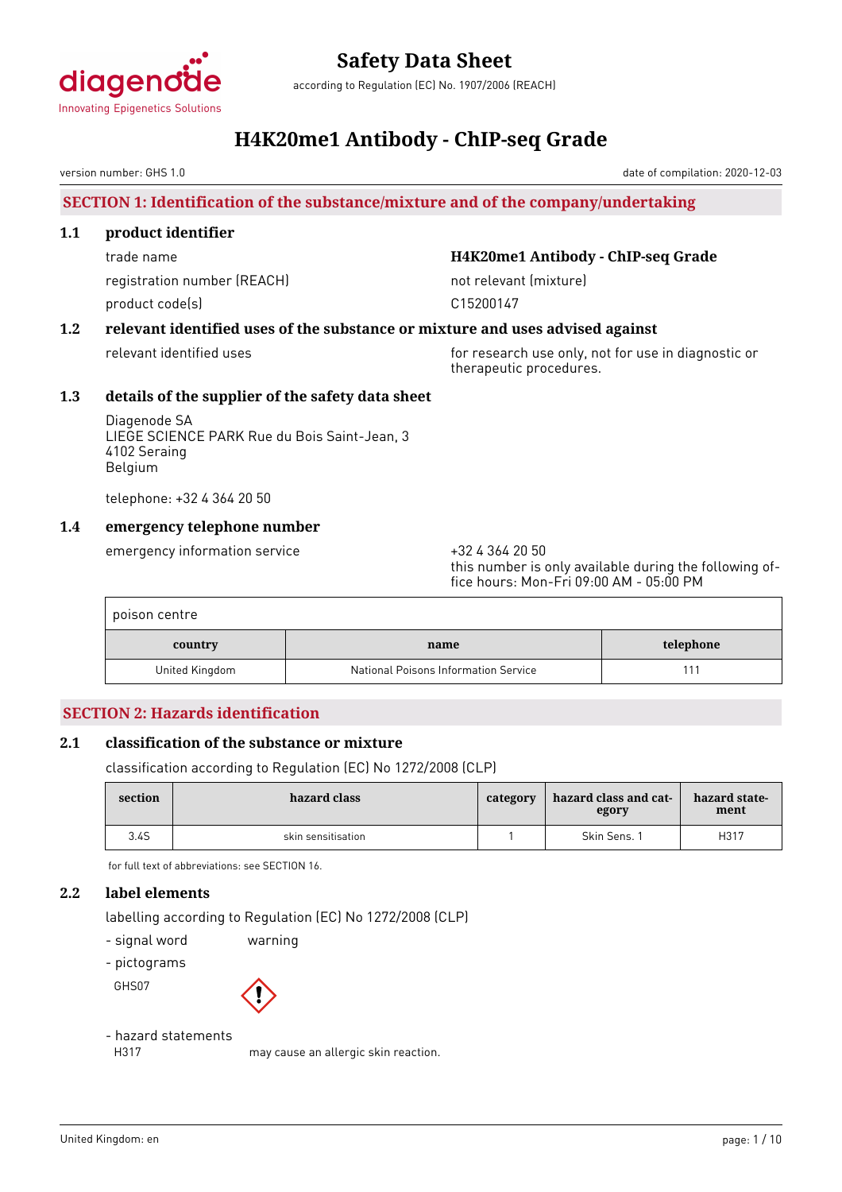# Safety Data Sheet

according to Regulation (EC) No. 1907/2006 (REACH)

# H4K20me1 Antibody - ChIP-seq Grade

version number: GHS 1.0

date of compilation: 2020-12-03

## SECTION 1: Identification of the substance/mixture and of the company/undertaking

### 1.1 product identifier

trade name: **H4K20me1 Antibody - ChIP-seq Grade**

registration number (REACH): not relevant (mixture)

product code(s): C15200147

### 1.2 relevant identified uses of the substance or mixture and uses advised against

relevant identified uses: for research use only, not for use in diagnostic or therapeutic procedures.

### 1.3 details of the supplier of the safety data sheet

Diagenode SA
LIEGE SCIENCE PARK Rue du Bois Saint-Jean, 3
4102 Seraing
Belgium

telephone: +32 4 364 20 50

### 1.4 emergency telephone number

emergency information service: +32 4 364 20 50
this number is only available during the following office hours: Mon-Fri 09:00 AM - 05:00 PM

poison centre

| country | name | telephone |
|---|---|---|
| United Kingdom | National Poisons Information Service | 111 |

## SECTION 2: Hazards identification

### 2.1 classification of the substance or mixture

classification according to Regulation (EC) No 1272/2008 (CLP)

| section | hazard class | category | hazard class and category | hazard statement |
|---|---|---|---|---|
| 3.4S | skin sensitisation | 1 | Skin Sens. 1 | H317 |

for full text of abbreviations: see SECTION 16.

### 2.2 label elements

labelling according to Regulation (EC) No 1272/2008 (CLP)

- signal word: warning
- pictograms

GHS07

- hazard statements

H317 may cause an allergic skin reaction.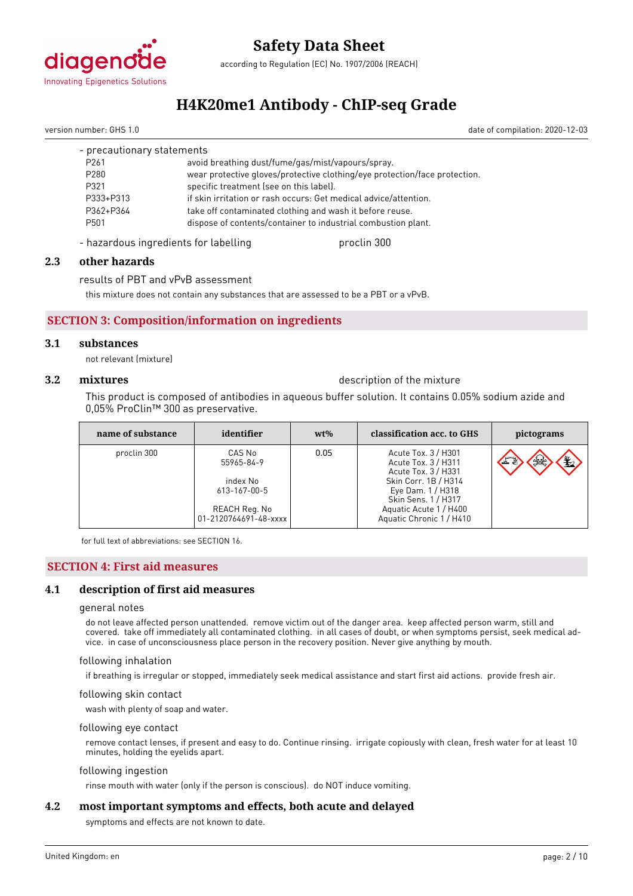- precautionary statements

| | |
|---|---|
| P261 | avoid breathing dust/fume/gas/mist/vapours/spray. |
| P280 | wear protective gloves/protective clothing/eye protection/face protection. |
| P321 | specific treatment (see on this label). |
| P333+P313 | if skin irritation or rash occurs: Get medical advice/attention. |
| P362+P364 | take off contaminated clothing and wash it before reuse. |
| P501 | dispose of contents/container to industrial combustion plant. |

- hazardous ingredients for labelling: proclin 300

### 2.3 other hazards

results of PBT and vPvB assessment

this mixture does not contain any substances that are assessed to be a PBT or a vPvB.

## SECTION 3: Composition/information on ingredients

### 3.1 substances

not relevant (mixture)

### 3.2 mixtures

description of the mixture

This product is composed of antibodies in aqueous buffer solution. It contains 0.05% sodium azide and 0,05% ProClin™ 300 as preservative.

| name of substance | identifier | wt% | classification acc. to GHS | pictograms |
|---|---|---|---|---|
| proclin 300 | CAS No 55965-84-9<br><br>index No 613-167-00-5<br><br>REACH Reg. No 01-2120764691-48-xxxx | 0.05 | Acute Tox. 3 / H301<br>Acute Tox. 3 / H311<br>Acute Tox. 3 / H331<br>Skin Corr. 1B / H314<br>Eye Dam. 1 / H318<br>Skin Sens. 1 / H317<br>Aquatic Acute 1 / H400<br>Aquatic Chronic 1 / H410 | |

for full text of abbreviations: see SECTION 16.

## SECTION 4: First aid measures

### 4.1 description of first aid measures

general notes

do not leave affected person unattended. remove victim out of the danger area. keep affected person warm, still and covered. take off immediately all contaminated clothing. in all cases of doubt, or when symptoms persist, seek medical advice. in case of unconsciousness place person in the recovery position. Never give anything by mouth.

following inhalation

if breathing is irregular or stopped, immediately seek medical assistance and start first aid actions. provide fresh air.

following skin contact

wash with plenty of soap and water.

following eye contact

remove contact lenses, if present and easy to do. Continue rinsing. irrigate copiously with clean, fresh water for at least 10 minutes, holding the eyelids apart.

following ingestion

rinse mouth with water (only if the person is conscious). do NOT induce vomiting.

### 4.2 most important symptoms and effects, both acute and delayed

symptoms and effects are not known to date.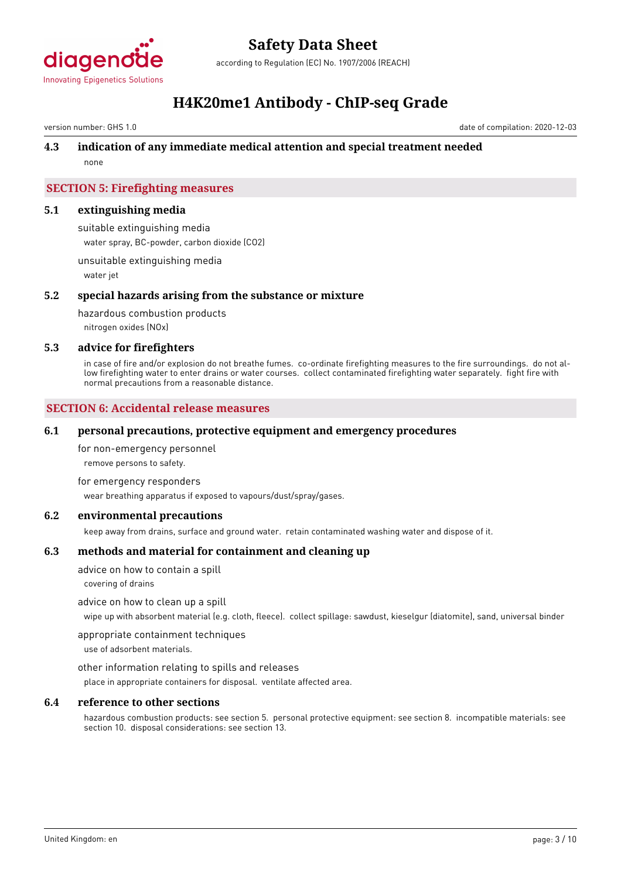### 4.3 indication of any immediate medical attention and special treatment needed

none

## SECTION 5: Firefighting measures

### 5.1 extinguishing media

suitable extinguishing media

water spray, BC-powder, carbon dioxide ($CO_2$)

unsuitable extinguishing media

water jet

### 5.2 special hazards arising from the substance or mixture

hazardous combustion products

nitrogen oxides (NOx)

### 5.3 advice for firefighters

in case of fire and/or explosion do not breathe fumes. co-ordinate firefighting measures to the fire surroundings. do not allow firefighting water to enter drains or water courses. collect contaminated firefighting water separately. fight fire with normal precautions from a reasonable distance.

## SECTION 6: Accidental release measures

### 6.1 personal precautions, protective equipment and emergency procedures

for non-emergency personnel

remove persons to safety.

for emergency responders

wear breathing apparatus if exposed to vapours/dust/spray/gases.

### 6.2 environmental precautions

keep away from drains, surface and ground water. retain contaminated washing water and dispose of it.

### 6.3 methods and material for containment and cleaning up

advice on how to contain a spill

covering of drains

advice on how to clean up a spill

wipe up with absorbent material (e.g. cloth, fleece). collect spillage: sawdust, kieselgur (diatomite), sand, universal binder

appropriate containment techniques

use of adsorbent materials.

other information relating to spills and releases

place in appropriate containers for disposal. ventilate affected area.

### 6.4 reference to other sections

hazardous combustion products: see section 5. personal protective equipment: see section 8. incompatible materials: see section 10. disposal considerations: see section 13.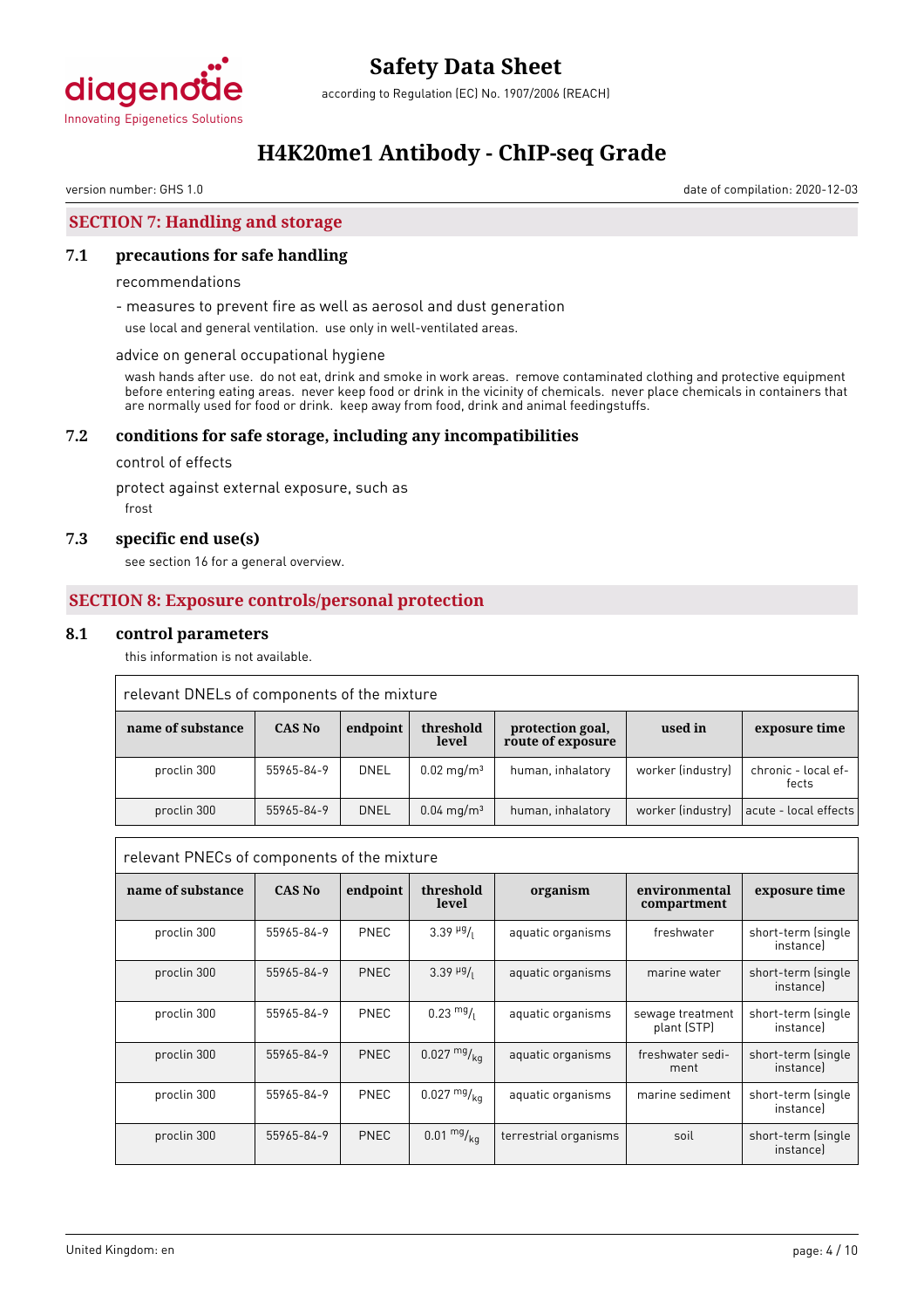## SECTION 7: Handling and storage

### 7.1 precautions for safe handling

recommendations

- measures to prevent fire as well as aerosol and dust generation

use local and general ventilation. use only in well-ventilated areas.

advice on general occupational hygiene

wash hands after use. do not eat, drink and smoke in work areas. remove contaminated clothing and protective equipment before entering eating areas. never keep food or drink in the vicinity of chemicals. never place chemicals in containers that are normally used for food or drink. keep away from food, drink and animal feedingstuffs.

### 7.2 conditions for safe storage, including any incompatibilities

control of effects

protect against external exposure, such as

frost

### 7.3 specific end use(s)

see section 16 for a general overview.

## SECTION 8: Exposure controls/personal protection

### 8.1 control parameters

this information is not available.

relevant DNELs of components of the mixture

| name of substance | CAS No | endpoint | threshold level | protection goal, route of exposure | used in | exposure time |
|---|---|---|---|---|---|---|
| proclin 300 | 55965-84-9 | DNEL | 0.02 $mg/m^3$ | human, inhalatory | worker (industry) | chronic - local effects |
| proclin 300 | 55965-84-9 | DNEL | 0.04 $mg/m^3$ | human, inhalatory | worker (industry) | acute - local effects |

relevant PNECs of components of the mixture

| name of substance | CAS No | endpoint | threshold level | organism | environmental compartment | exposure time |
|---|---|---|---|---|---|---|
| proclin 300 | 55965-84-9 | PNEC | 3.39 $^{µg}/_{l}$ | aquatic organisms | freshwater | short-term (single instance) |
| proclin 300 | 55965-84-9 | PNEC | 3.39 $^{µg}/_{l}$ | aquatic organisms | marine water | short-term (single instance) |
| proclin 300 | 55965-84-9 | PNEC | 0.23 $^{mg}/_{l}$ | aquatic organisms | sewage treatment plant (STP) | short-term (single instance) |
| proclin 300 | 55965-84-9 | PNEC | 0.027 $^{mg}/_{kg}$ | aquatic organisms | freshwater sediment | short-term (single instance) |
| proclin 300 | 55965-84-9 | PNEC | 0.027 $^{mg}/_{kg}$ | aquatic organisms | marine sediment | short-term (single instance) |
| proclin 300 | 55965-84-9 | PNEC | 0.01 $^{mg}/_{kg}$ | terrestrial organisms | soil | short-term (single instance) |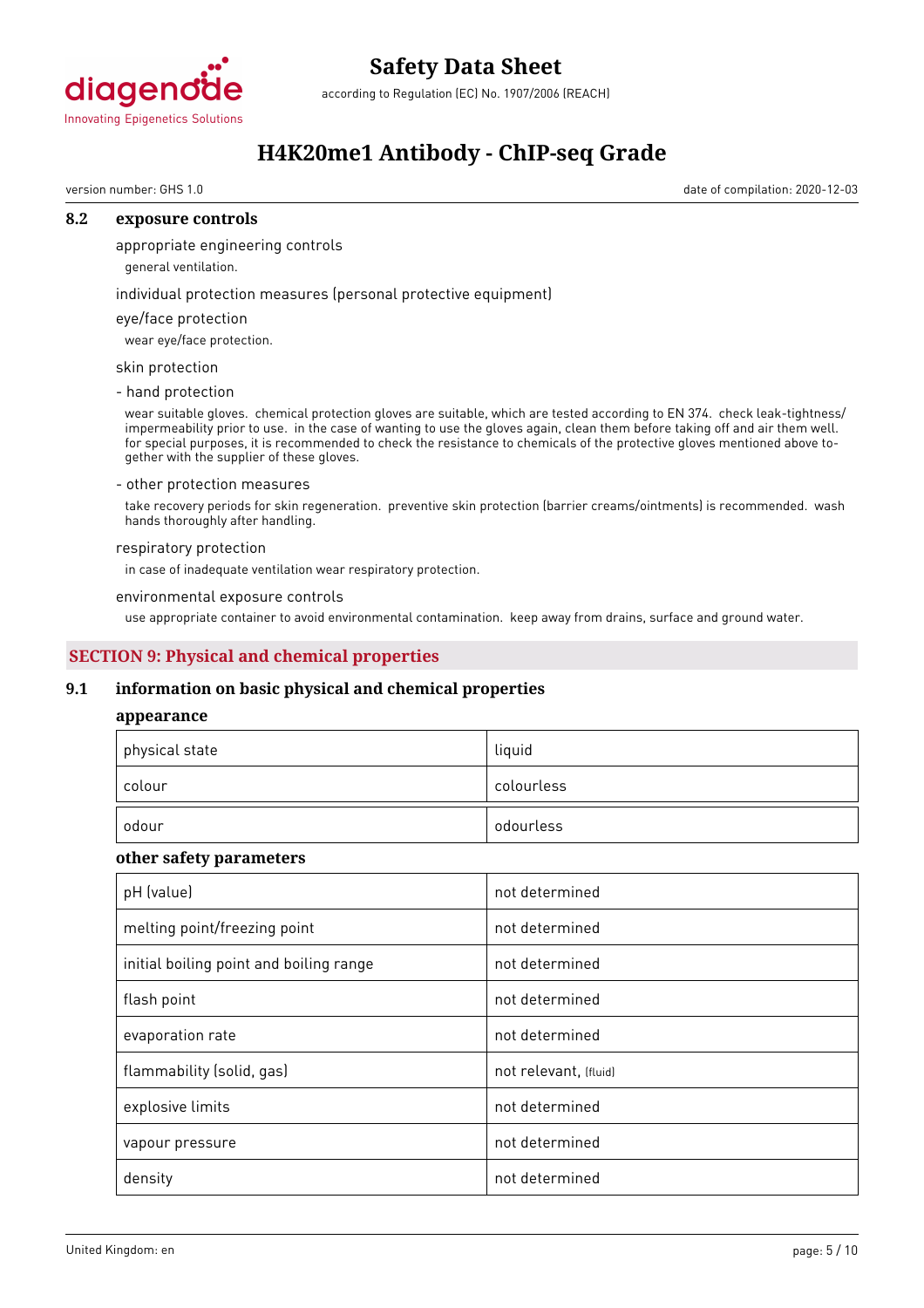### 8.2 exposure controls

appropriate engineering controls

general ventilation.

individual protection measures (personal protective equipment)

eye/face protection

wear eye/face protection.

skin protection

- hand protection

wear suitable gloves. chemical protection gloves are suitable, which are tested according to EN 374. check leak-tightness/ impermeability prior to use. in the case of wanting to use the gloves again, clean them before taking off and air them well. for special purposes, it is recommended to check the resistance to chemicals of the protective gloves mentioned above together with the supplier of these gloves.

- other protection measures

take recovery periods for skin regeneration. preventive skin protection (barrier creams/ointments) is recommended. wash hands thoroughly after handling.

respiratory protection

in case of inadequate ventilation wear respiratory protection.

environmental exposure controls

use appropriate container to avoid environmental contamination. keep away from drains, surface and ground water.

## SECTION 9: Physical and chemical properties

### 9.1 information on basic physical and chemical properties

**appearance**

| physical state | liquid |
|---|---|
| colour | colourless |
| odour | odourless |

**other safety parameters**

| pH (value) | not determined |
|---|---|
| melting point/freezing point | not determined |
| initial boiling point and boiling range | not determined |
| flash point | not determined |
| evaporation rate | not determined |
| flammability (solid, gas) | not relevant, (fluid) |
| explosive limits | not determined |
| vapour pressure | not determined |
| density | not determined |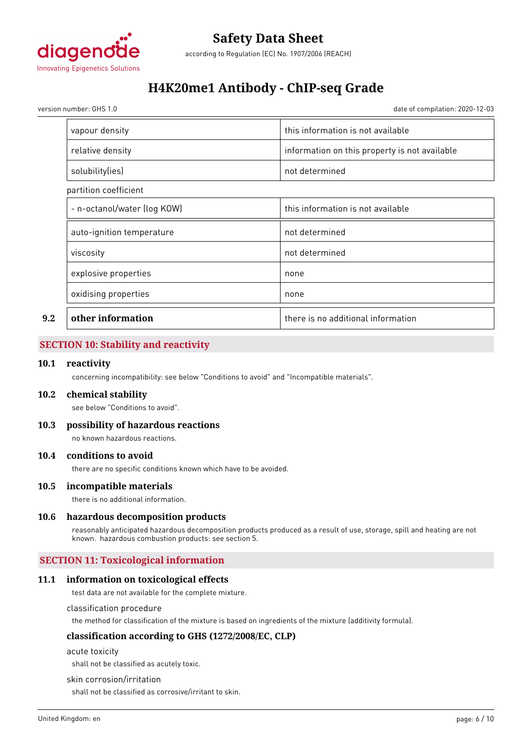| | |
|---|---|
| vapour density | this information is not available |
| relative density | information on this property is not available |
| solubility(ies) | not determined |

partition coefficient

| | |
|---|---|
| - n-octanol/water (log KOW) | this information is not available |
| auto-ignition temperature | not determined |
| viscosity | not determined |
| explosive properties | none |
| oxidising properties | none |

| | | |
|---|---|---|
| **9.2** | **other information** | there is no additional information |

## SECTION 10: Stability and reactivity

### 10.1 reactivity

concerning incompatibility: see below "Conditions to avoid" and "Incompatible materials".

### 10.2 chemical stability

see below "Conditions to avoid".

### 10.3 possibility of hazardous reactions

no known hazardous reactions.

### 10.4 conditions to avoid

there are no specific conditions known which have to be avoided.

### 10.5 incompatible materials

there is no additional information.

### 10.6 hazardous decomposition products

reasonably anticipated hazardous decomposition products produced as a result of use, storage, spill and heating are not known. hazardous combustion products: see section 5.

## SECTION 11: Toxicological information

### 11.1 information on toxicological effects

test data are not available for the complete mixture.

classification procedure

the method for classification of the mixture is based on ingredients of the mixture (additivity formula).

### classification according to GHS (1272/2008/EC, CLP)

acute toxicity

shall not be classified as acutely toxic.

skin corrosion/irritation

shall not be classified as corrosive/irritant to skin.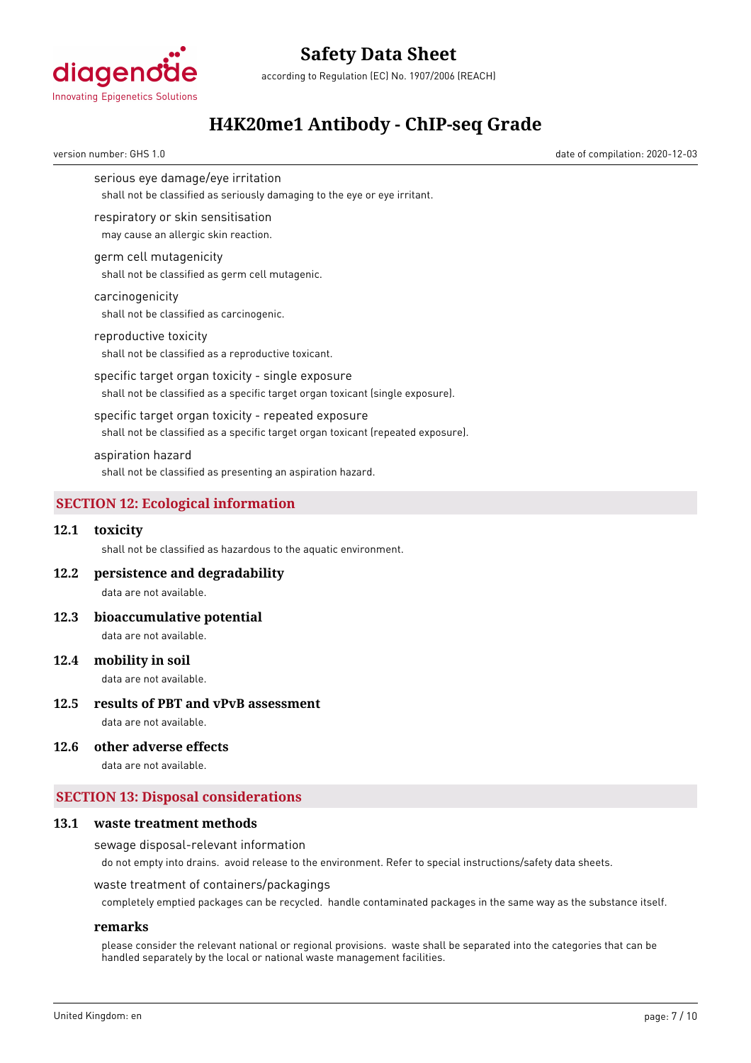serious eye damage/eye irritation

shall not be classified as seriously damaging to the eye or eye irritant.

respiratory or skin sensitisation

may cause an allergic skin reaction.

germ cell mutagenicity

shall not be classified as germ cell mutagenic.

carcinogenicity

shall not be classified as carcinogenic.

reproductive toxicity

shall not be classified as a reproductive toxicant.

specific target organ toxicity - single exposure

shall not be classified as a specific target organ toxicant (single exposure).

specific target organ toxicity - repeated exposure

shall not be classified as a specific target organ toxicant (repeated exposure).

aspiration hazard

shall not be classified as presenting an aspiration hazard.

## SECTION 12: Ecological information

### 12.1 toxicity

shall not be classified as hazardous to the aquatic environment.

### 12.2 persistence and degradability

data are not available.

### 12.3 bioaccumulative potential

data are not available.

### 12.4 mobility in soil

data are not available.

### 12.5 results of PBT and vPvB assessment

data are not available.

### 12.6 other adverse effects

data are not available.

## SECTION 13: Disposal considerations

### 13.1 waste treatment methods

sewage disposal-relevant information

do not empty into drains. avoid release to the environment. Refer to special instructions/safety data sheets.

waste treatment of containers/packagings

completely emptied packages can be recycled. handle contaminated packages in the same way as the substance itself.

**remarks**

please consider the relevant national or regional provisions. waste shall be separated into the categories that can be handled separately by the local or national waste management facilities.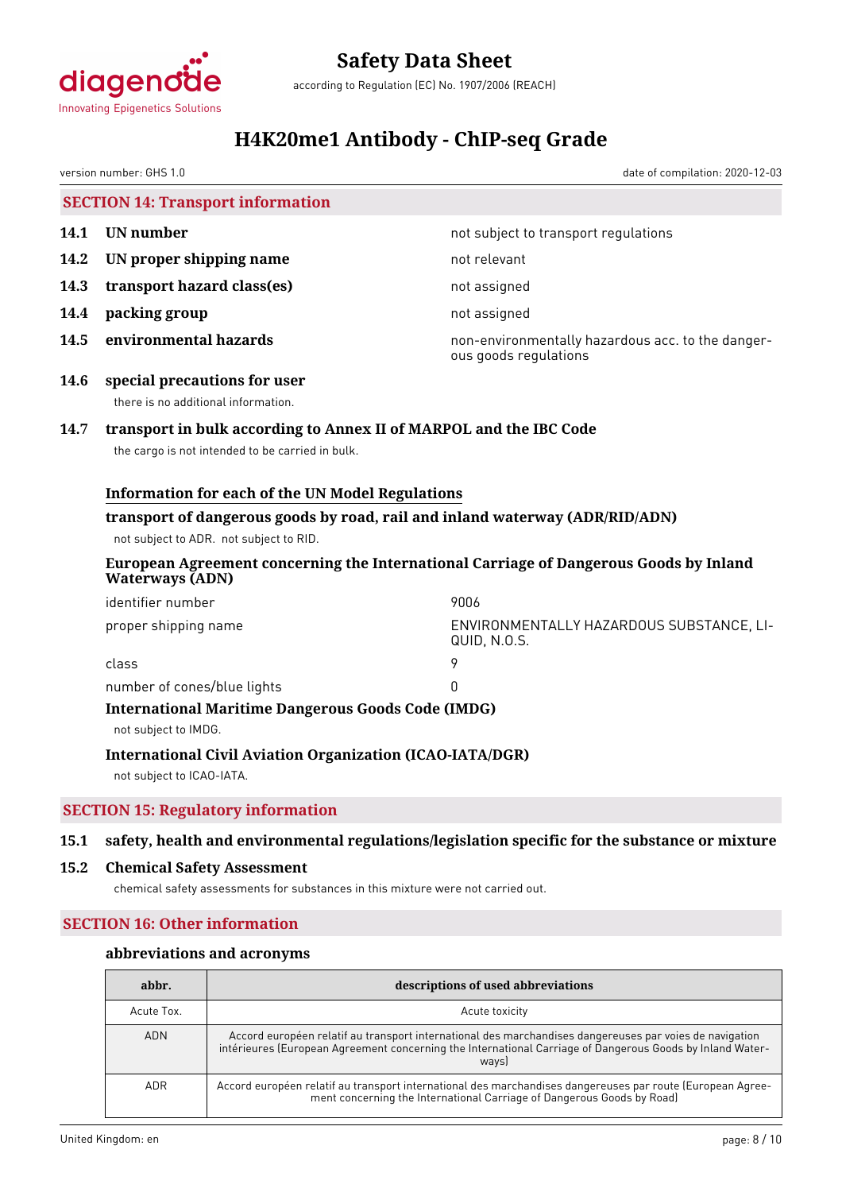## SECTION 14: Transport information

| | | |
|---|---|---|
| **14.1** | **UN number** | not subject to transport regulations |
| **14.2** | **UN proper shipping name** | not relevant |
| **14.3** | **transport hazard class(es)** | not assigned |
| **14.4** | **packing group** | not assigned |
| **14.5** | **environmental hazards** | non-environmentally hazardous acc. to the dangerous goods regulations |

**14.6 special precautions for user**

there is no additional information.

**14.7 transport in bulk according to Annex II of MARPOL and the IBC Code**

the cargo is not intended to be carried in bulk.

### Information for each of the UN Model Regulations

**transport of dangerous goods by road, rail and inland waterway (ADR/RID/ADN)**

not subject to ADR. not subject to RID.

**European Agreement concerning the International Carriage of Dangerous Goods by Inland Waterways (ADN)**

| | |
|---|---|
| identifier number | 9006 |
| proper shipping name | ENVIRONMENTALLY HAZARDOUS SUBSTANCE, LIQUID, N.O.S. |
| class | 9 |
| number of cones/blue lights | 0 |

**International Maritime Dangerous Goods Code (IMDG)**

not subject to IMDG.

**International Civil Aviation Organization (ICAO-IATA/DGR)**

not subject to ICAO-IATA.

## SECTION 15: Regulatory information

**15.1 safety, health and environmental regulations/legislation specific for the substance or mixture**

**15.2 Chemical Safety Assessment**

chemical safety assessments for substances in this mixture were not carried out.

## SECTION 16: Other information

### abbreviations and acronyms

| abbr. | descriptions of used abbreviations |
|---|---|
| Acute Tox. | Acute toxicity |
| ADN | Accord européen relatif au transport international des marchandises dangereuses par voies de navigation intérieures (European Agreement concerning the International Carriage of Dangerous Goods by Inland Waterways) |
| ADR | Accord européen relatif au transport international des marchandises dangereuses par route (European Agreement concerning the International Carriage of Dangerous Goods by Road) |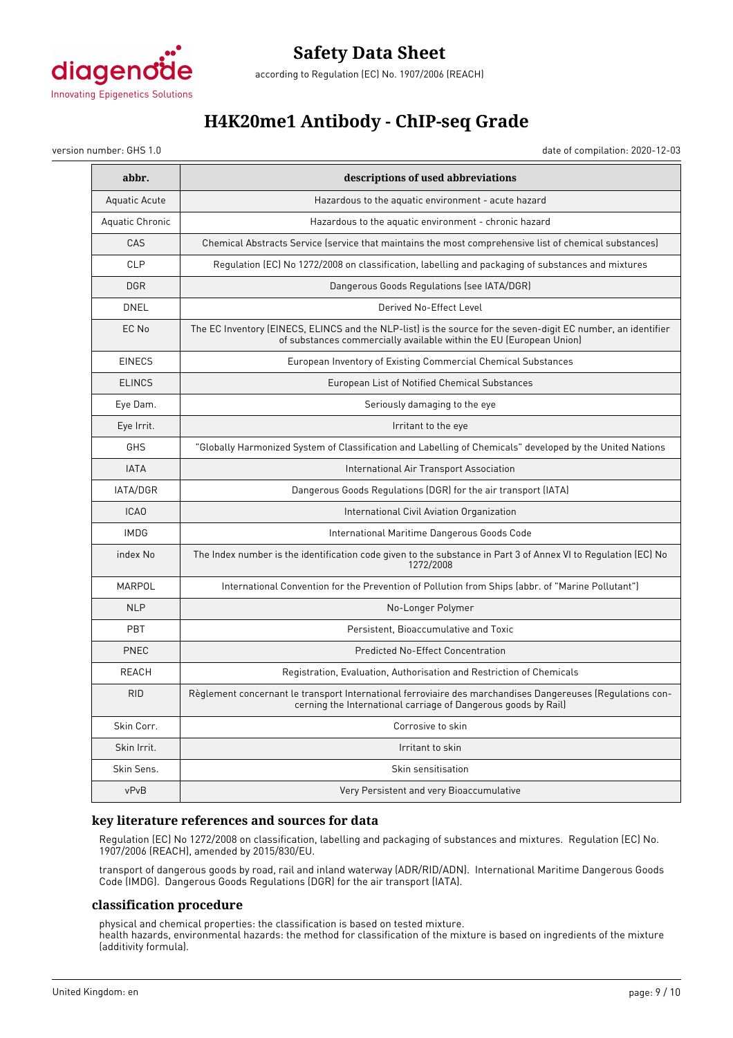| abbr. | descriptions of used abbreviations |
|---|---|
| Aquatic Acute | Hazardous to the aquatic environment - acute hazard |
| Aquatic Chronic | Hazardous to the aquatic environment - chronic hazard |
| CAS | Chemical Abstracts Service (service that maintains the most comprehensive list of chemical substances) |
| CLP | Regulation (EC) No 1272/2008 on classification, labelling and packaging of substances and mixtures |
| DGR | Dangerous Goods Regulations (see IATA/DGR) |
| DNEL | Derived No-Effect Level |
| EC No | The EC Inventory (EINECS, ELINCS and the NLP-list) is the source for the seven-digit EC number, an identifier of substances commercially available within the EU (European Union) |
| EINECS | European Inventory of Existing Commercial Chemical Substances |
| ELINCS | European List of Notified Chemical Substances |
| Eye Dam. | Seriously damaging to the eye |
| Eye Irrit. | Irritant to the eye |
| GHS | "Globally Harmonized System of Classification and Labelling of Chemicals" developed by the United Nations |
| IATA | International Air Transport Association |
| IATA/DGR | Dangerous Goods Regulations (DGR) for the air transport (IATA) |
| ICAO | International Civil Aviation Organization |
| IMDG | International Maritime Dangerous Goods Code |
| index No | The Index number is the identification code given to the substance in Part 3 of Annex VI to Regulation (EC) No 1272/2008 |
| MARPOL | International Convention for the Prevention of Pollution from Ships (abbr. of "Marine Pollutant") |
| NLP | No-Longer Polymer |
| PBT | Persistent, Bioaccumulative and Toxic |
| PNEC | Predicted No-Effect Concentration |
| REACH | Registration, Evaluation, Authorisation and Restriction of Chemicals |
| RID | Règlement concernant le transport International ferroviaire des marchandises Dangereuses (Regulations concerning the International carriage of Dangerous goods by Rail) |
| Skin Corr. | Corrosive to skin |
| Skin Irrit. | Irritant to skin |
| Skin Sens. | Skin sensitisation |
| vPvB | Very Persistent and very Bioaccumulative |

## key literature references and sources for data

Regulation (EC) No 1272/2008 on classification, labelling and packaging of substances and mixtures. Regulation (EC) No. 1907/2006 (REACH), amended by 2015/830/EU.

transport of dangerous goods by road, rail and inland waterway (ADR/RID/ADN). International Maritime Dangerous Goods Code (IMDG). Dangerous Goods Regulations (DGR) for the air transport (IATA).

## classification procedure

physical and chemical properties: the classification is based on tested mixture.
health hazards, environmental hazards: the method for classification of the mixture is based on ingredients of the mixture (additivity formula).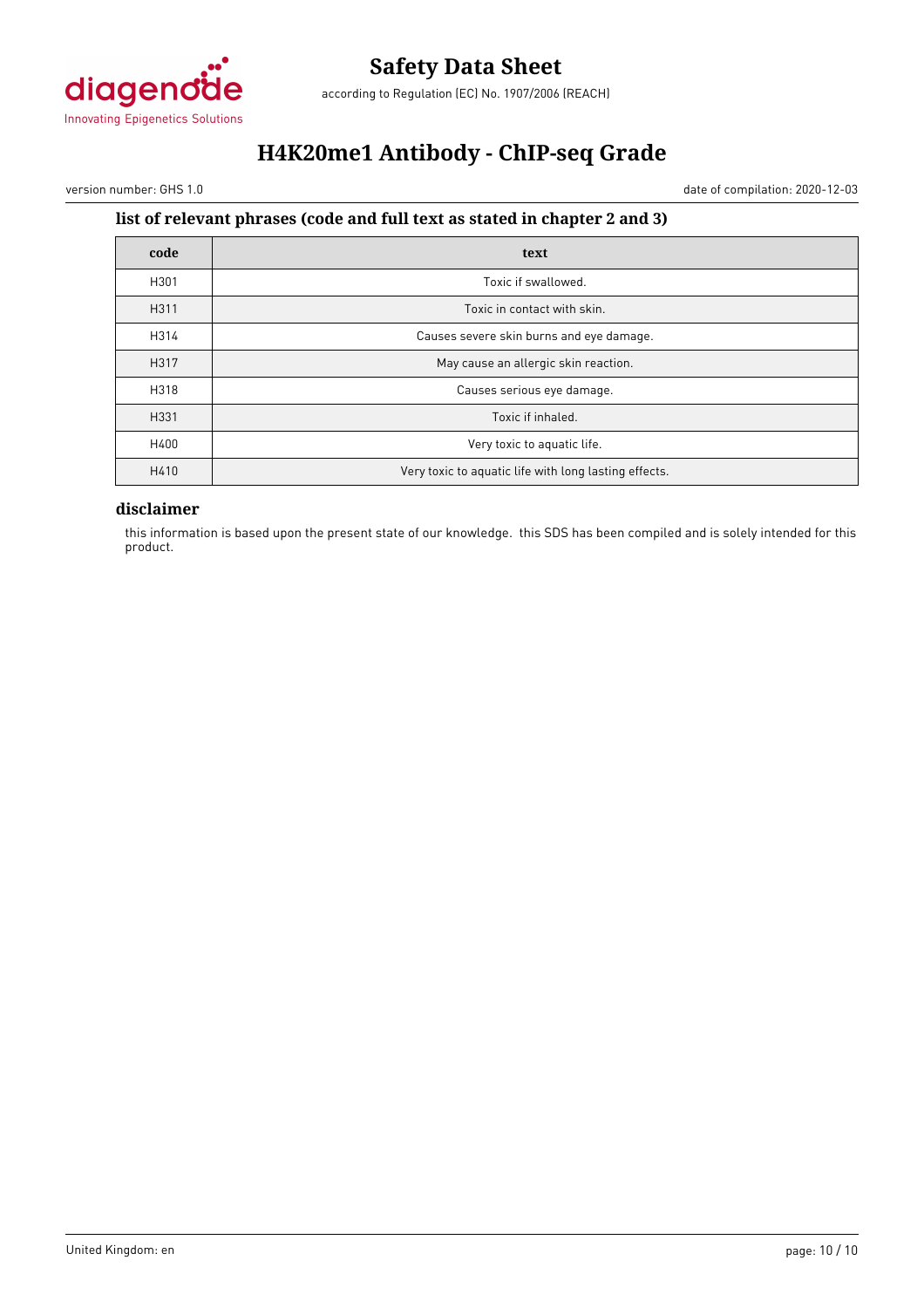### list of relevant phrases (code and full text as stated in chapter 2 and 3)

| code | text |
|---|---|
| H301 | Toxic if swallowed. |
| H311 | Toxic in contact with skin. |
| H314 | Causes severe skin burns and eye damage. |
| H317 | May cause an allergic skin reaction. |
| H318 | Causes serious eye damage. |
| H331 | Toxic if inhaled. |
| H400 | Very toxic to aquatic life. |
| H410 | Very toxic to aquatic life with long lasting effects. |

### disclaimer

this information is based upon the present state of our knowledge. this SDS has been compiled and is solely intended for this product.